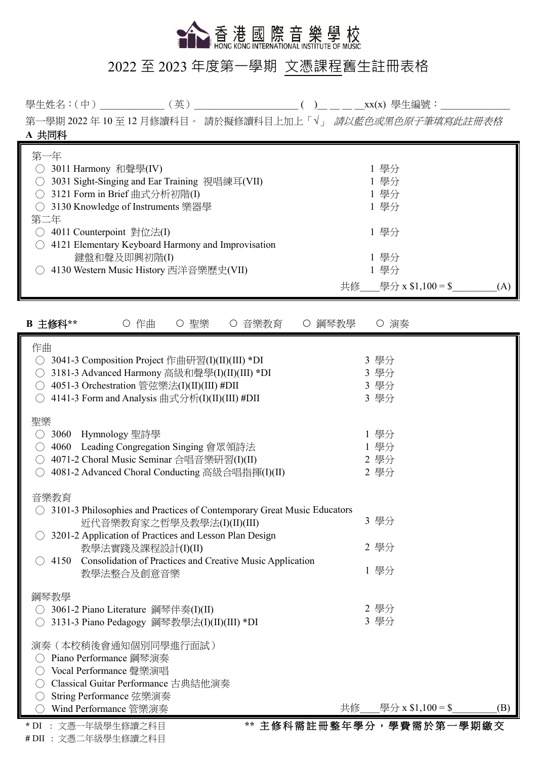# 香港國際音樂學校
HONG KONG INTERNATIONAL INSTITUTE OF MUSIC

## 2022 至 2023 年度第一學期 文憑課程舊生註冊表格

學生姓名：(中）____________（英）____________________ ( )__ __ __ __xx(x) 學生編號：_____________

第一學期 2022 年 10 至 12 月修讀科目。 請於擬修讀科目上加上「√」 *請以藍色或黑色原子筆填寫此註冊表格*

**A 共同科**

第一年

- ○ 3011 Harmony 和聲學(IV) — 1 學分
- ○ 3031 Sight-Singing and Ear Training 視唱練耳(VII) — 1 學分
- ○ 3121 Form in Brief 曲式分析初階(I) — 1 學分
- ○ 3130 Knowledge of Instruments 樂器學 — 1 學分

第二年

- ○ 4011 Counterpoint 對位法(I) — 1 學分
- ○ 4121 Elementary Keyboard Harmony and Improvisation 鍵盤和聲及即興初階(I) — 1 學分
- ○ 4130 Western Music History 西洋音樂歷史(VII) — 1 學分

共修____學分 x $1,100 = $_________(A)

**B 主修科\*\*** ○ 作曲 ○ 聖樂 ○ 音樂教育 ○ 鋼琴教學 ○ 演奏

作曲

- ○ 3041-3 Composition Project 作曲研習(I)(II)(III) *DI — 3 學分
- ○ 3181-3 Advanced Harmony 高級和聲學(I)(II)(III) *DI — 3 學分
- ○ 4051-3 Orchestration 管弦樂法(I)(II)(III) #DII — 3 學分
- ○ 4141-3 Form and Analysis 曲式分析(I)(II)(III) #DII — 3 學分

聖樂

- ○ 3060 Hymnology 聖詩學 — 1 學分
- ○ 4060 Leading Congregation Singing 會眾領詩法 — 1 學分
- ○ 4071-2 Choral Music Seminar 合唱音樂研習(I)(II) — 2 學分
- ○ 4081-2 Advanced Choral Conducting 高級合唱指揮(I)(II) — 2 學分

音樂教育

- ○ 3101-3 Philosophies and Practices of Contemporary Great Music Educators 近代音樂教育家之哲學及教學法(I)(II)(III) — 3 學分
- ○ 3201-2 Application of Practices and Lesson Plan Design 教學法實踐及課程設計(I)(II) — 2 學分
- ○ 4150 Consolidation of Practices and Creative Music Application 教學法整合及創意音樂 — 1 學分

鋼琴教學

- ○ 3061-2 Piano Literature 鋼琴伴奏(I)(II) — 2 學分
- ○ 3131-3 Piano Pedagogy 鋼琴教學法(I)(II)(III) *DI — 3 學分

演奏（本校稍後會通知個別同學進行面試）

- ○ Piano Performance 鋼琴演奏
- ○ Vocal Performance 聲樂演唱
- ○ Classical Guitar Performance 古典結他演奏
- ○ String Performance 弦樂演奏
- ○ Wind Performance 管樂演奏

共修____學分 x $1,100 = $_________(B)

\* DI ： 文憑一年級學生修讀之科目

\# DII ： 文憑二年級學生修讀之科目

**\*\* 主修科需註冊整年學分，學費需於第一學期繳交**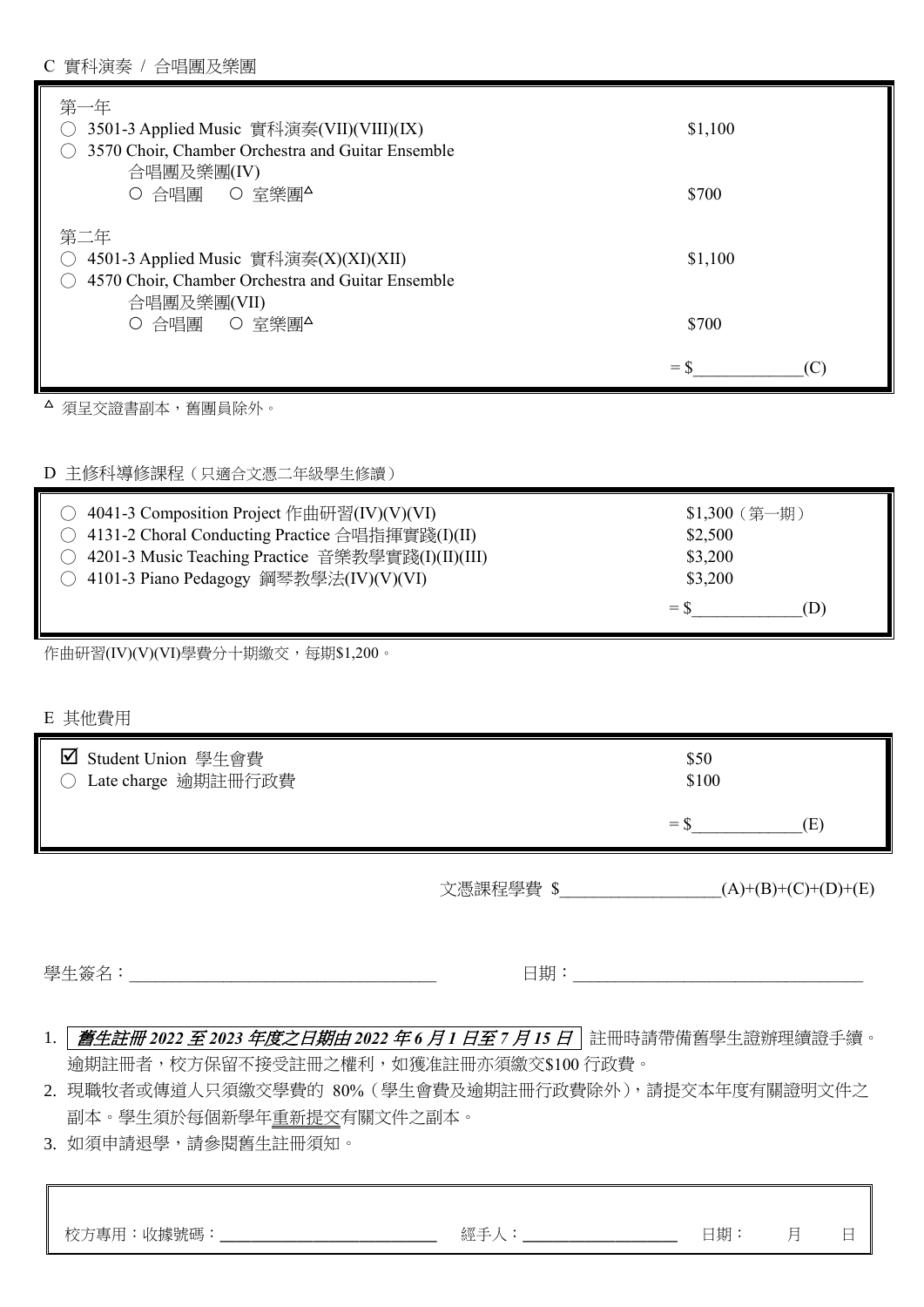C 實科演奏 / 合唱團及樂團

| | |
|---|---|
| 第一年 | |
| ○ 3501-3 Applied Music 實科演奏(VII)(VIII)(IX) | $1,100 |
| ○ 3570 Choir, Chamber Orchestra and Guitar Ensemble 合唱團及樂團(IV) ○ 合唱團 ○ 室樂團△ | $700 |
| 第二年 | |
| ○ 4501-3 Applied Music 實科演奏(X)(XI)(XII) | $1,100 |
| ○ 4570 Choir, Chamber Orchestra and Guitar Ensemble 合唱團及樂團(VII) ○ 合唱團 ○ 室樂團△ | $700 |
| | = $____________(C) |

△ 須呈交證書副本，舊團員除外。

D 主修科導修課程（只適合文憑二年級學生修讀）

| | |
|---|---|
| ○ 4041-3 Composition Project 作曲研習(IV)(V)(VI) | $1,300（第一期） |
| ○ 4131-2 Choral Conducting Practice 合唱指揮實踐(I)(II) | $2,500 |
| ○ 4201-3 Music Teaching Practice 音樂教學實踐(I)(II)(III) | $3,200 |
| ○ 4101-3 Piano Pedagogy 鋼琴教學法(IV)(V)(VI) | $3,200 |
| | = $____________(D) |

作曲研習(IV)(V)(VI)學費分十期繳交，每期$1,200。

E 其他費用

| | |
|---|---|
| ☑ Student Union 學生會費 | $50 |
| ○ Late charge 逾期註冊行政費 | $100 |
| | = $____________(E) |

文憑課程學費 $__________________(A)+(B)+(C)+(D)+(E)

學生簽名：__________________________________ 日期：________________________________

1. ***舊生註冊 2022 至 2023 年度之日期由 2022 年 6 月 1 日至 7 月 15 日*** 註冊時請帶備舊學生證辦理續證手續。逾期註冊者，校方保留不接受註冊之權利，如獲准註冊亦須繳交$100 行政費。
2. 現職牧者或傳道人只須繳交學費的 80%（學生會費及逾期註冊行政費除外），請提交本年度有關證明文件之副本。學生須於每個新學年重新提交有關文件之副本。
3. 如須申請退學，請參閱舊生註冊須知。

校方專用：收據號碼：__________________________ 經手人：__________________ 日期： 月 日